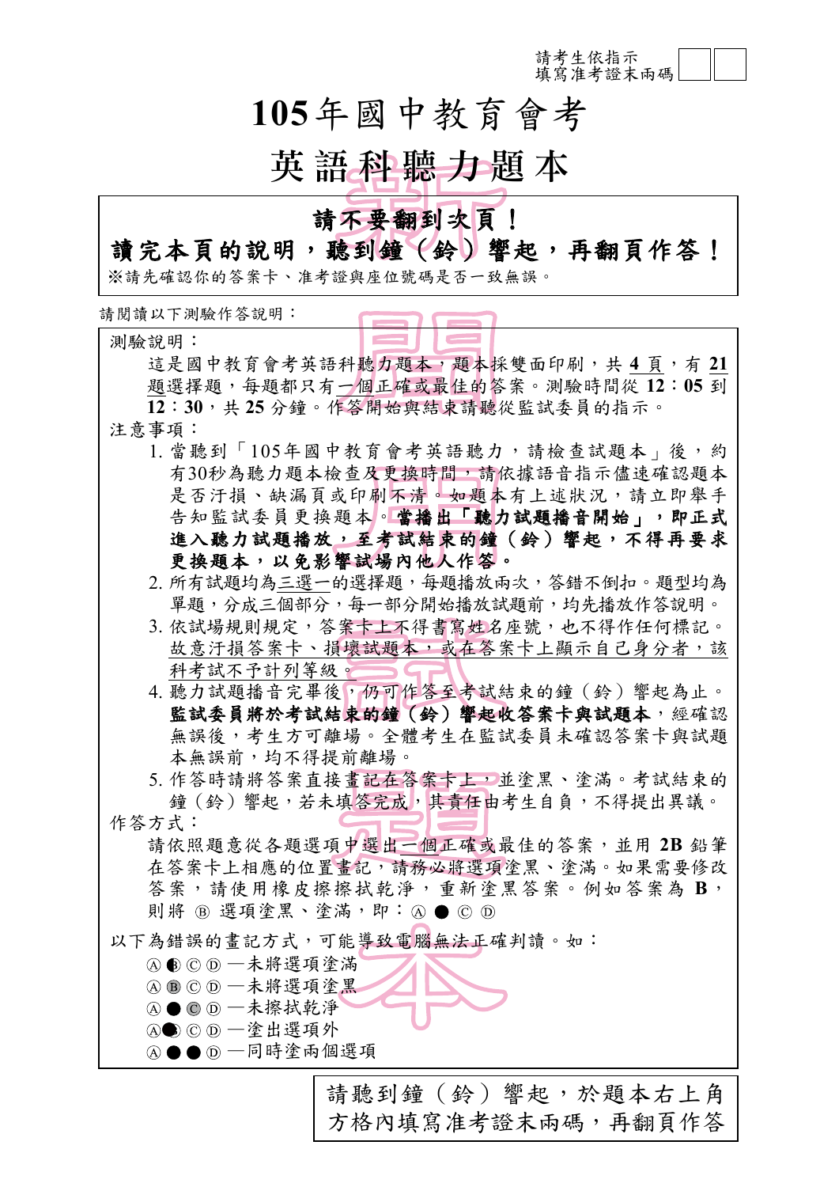請考生依指示填寫准考證末兩碼

# 105年國中教育會考

# 英語科聽力題本

**請不要翻到次頁！**

**讀完本頁的說明，聽到鐘（鈴）響起，再翻頁作答！**

※請先確認你的答案卡、准考證與座位號碼是否一致無誤。

請閱讀以下測驗作答說明：

測驗說明：

這是國中教育會考英語科聽力題本，題本採雙面印刷，共 **4** 頁，有 **21** 題選擇題，每題都只有一個正確或最佳的答案。測驗時間從 **12**：**05** 到 **12**：**30**，共 **25** 分鐘。作答開始與結束請聽從監試委員的指示。

注意事項：

1. 當聽到「105年國中教育會考英語聽力，請檢查試題本」後，約有30秒為聽力題本檢查及更換時間，請依據語音指示儘速確認題本是否汙損、缺漏頁或印刷不清。如題本有上述狀況，請立即舉手告知監試委員更換題本。**當播出「聽力試題播音開始」，即正式進入聽力試題播放，至考試結束的鐘（鈴）響起，不得再要求更換題本，以免影響試場內他人作答。**
2. 所有試題均為三選一的選擇題，每題播放兩次，答錯不倒扣。題型均為單題，分成三個部分，每一部分開始播放試題前，均先播放作答說明。
3. 依試場規則規定，答案卡上不得書寫姓名座號，也不得作任何標記。故意汙損答案卡、損壞試題本，或在答案卡上顯示自己身分者，該科考試不予計列等級。
4. 聽力試題播音完畢後，仍可作答至考試結束的鐘（鈴）響起為止。**監試委員將於考試結束的鐘（鈴）響起收答案卡與試題本**，經確認無誤後，考生方可離場。全體考生在監試委員未確認答案卡與試題本無誤前，均不得提前離場。
5. 作答時請將答案直接畫記在答案卡上，並塗黑、塗滿。考試結束的鐘（鈴）響起，若未填答完成，其責任由考生自負，不得提出異議。

作答方式：

請依照題意從各題選項中選出一個正確或最佳的答案，並用 **2B** 鉛筆在答案卡上相應的位置畫記，請務必將選項塗黑、塗滿。如果需要修改答案，請使用橡皮擦擦拭乾淨，重新塗黑答案。例如答案為 **B**，則將 Ⓑ 選項塗黑、塗滿，即：Ⓐ ● Ⓒ Ⓓ

以下為錯誤的畫記方式，可能導致電腦無法正確判讀。如：

- Ⓐ ◐ Ⓒ Ⓓ —未將選項塗滿
- Ⓐ Ⓑ Ⓒ Ⓓ —未將選項塗黑
- Ⓐ ● Ⓒ Ⓓ —未擦拭乾淨
- Ⓐ● Ⓒ Ⓓ —塗出選項外
- Ⓐ ● ● Ⓓ —同時塗兩個選項

請聽到鐘（鈴）響起，於題本右上角方格內填寫准考證末兩碼，再翻頁作答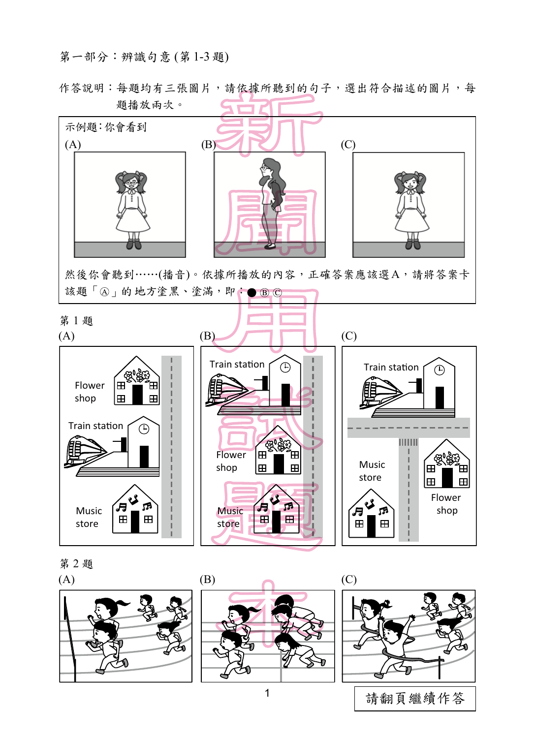第一部分：辨識句意 (第 1-3 題)

作答說明：每題均有三張圖片，請依據所聽到的句子，選出符合描述的圖片，每題播放兩次。

示例題：你會看到

(A) (B) (C)

然後你會聽到……(播音)。依據所播放的內容，正確答案應該選 A，請將答案卡該題「Ⓐ」的地方塗黑、塗滿，即：● Ⓑ Ⓒ

第 1 題

(A)

Flower shop

Train station

Music store

(B)

Train station

Flower shop

Music store

(C)

Train station

Music store

Flower shop

第 2 題

(A) (B) (C)

請翻頁繼續作答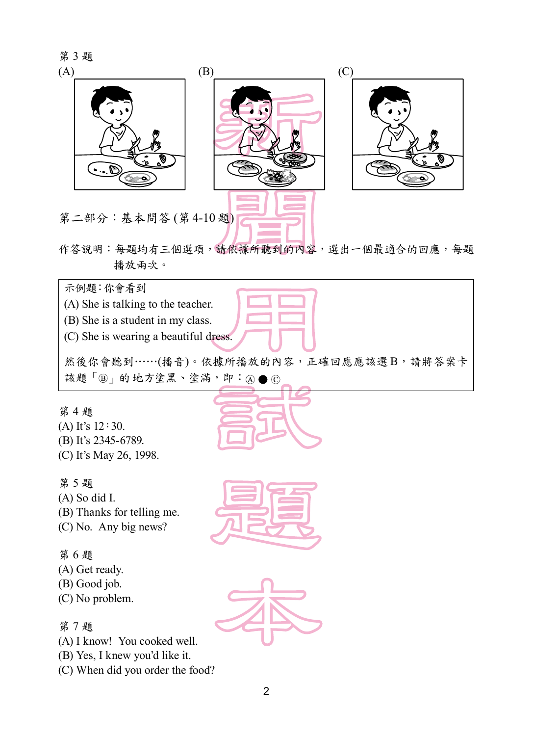第 3 題

(A)　　　　　　　　　　(B)　　　　　　　　　　(C)

第二部分：基本問答 (第 4-10 題)

作答說明：每題均有三個選項，請依據所聽到的內容，選出一個最適合的回應，每題播放兩次。

示例題：你會看到
(A) She is talking to the teacher.
(B) She is a student in my class.
(C) She is wearing a beautiful dress.

然後你會聽到……(播音)。依據所播放的內容，正確回應應該選 B，請將答案卡該題「Ⓑ」的地方塗黑、塗滿，即：Ⓐ ● Ⓒ

第 4 題
(A) It's 12：30.
(B) It's 2345-6789.
(C) It's May 26, 1998.

第 5 題
(A) So did I.
(B) Thanks for telling me.
(C) No.  Any big news?

第 6 題
(A) Get ready.
(B) Good job.
(C) No problem.

第 7 題
(A) I know!  You cooked well.
(B) Yes, I knew you'd like it.
(C) When did you order the food?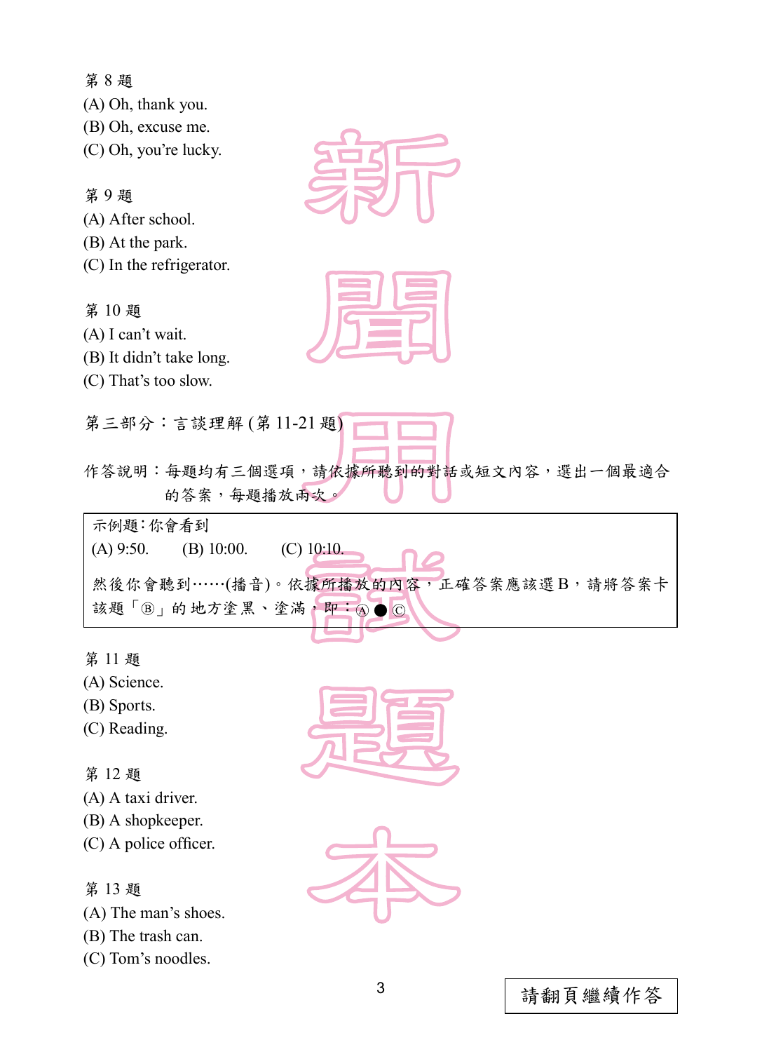第 8 題

(A) Oh, thank you.
(B) Oh, excuse me.
(C) Oh, you're lucky.

第 9 題

(A) After school.
(B) At the park.
(C) In the refrigerator.

第 10 題

(A) I can't wait.
(B) It didn't take long.
(C) That's too slow.

第三部分：言談理解 (第 11-21 題)

作答說明：每題均有三個選項，請依據所聽到的對話或短文內容，選出一個最適合的答案，每題播放兩次。

> 示例題：你會看到
> (A) 9:50.　　(B) 10:00.　　(C) 10:10.
>
> 然後你會聽到……(播音)。依據所播放的內容，正確答案應該選 B，請將答案卡該題「Ⓑ」的地方塗黑、塗滿，即：Ⓐ ● Ⓒ

第 11 題

(A) Science.
(B) Sports.
(C) Reading.

第 12 題

(A) A taxi driver.
(B) A shopkeeper.
(C) A police officer.

第 13 題

(A) The man's shoes.
(B) The trash can.
(C) Tom's noodles.

請翻頁繼續作答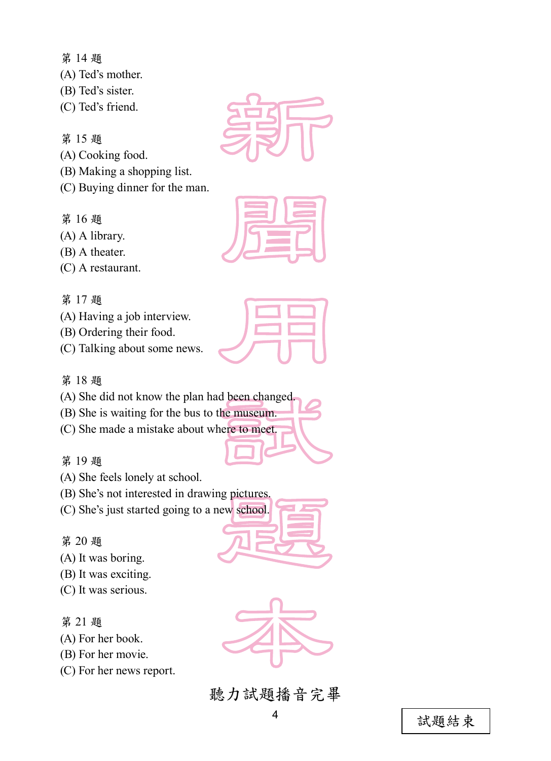第 14 題
(A) Ted's mother.
(B) Ted's sister.
(C) Ted's friend.

第 15 題
(A) Cooking food.
(B) Making a shopping list.
(C) Buying dinner for the man.

第 16 題
(A) A library.
(B) A theater.
(C) A restaurant.

第 17 題
(A) Having a job interview.
(B) Ordering their food.
(C) Talking about some news.

第 18 題
(A) She did not know the plan had been changed.
(B) She is waiting for the bus to the museum.
(C) She made a mistake about where to meet.

第 19 題
(A) She feels lonely at school.
(B) She's not interested in drawing pictures.
(C) She's just started going to a new school.

第 20 題
(A) It was boring.
(B) It was exciting.
(C) It was serious.

第 21 題
(A) For her book.
(B) For her movie.
(C) For her news report.

聽力試題播音完畢

試題結束